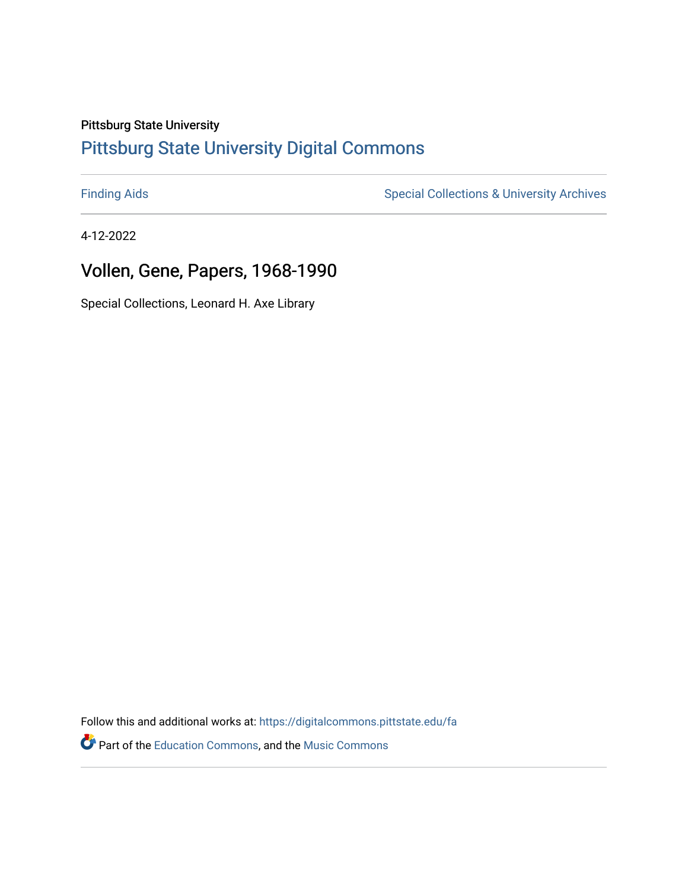Pittsburg State University

## Pittsburg State University Digital Commons

Finding Aids | Special Collections & University Archives

4-12-2022

# Vollen, Gene, Papers, 1968-1990

Special Collections, Leonard H. Axe Library

Follow this and additional works at: https://digitalcommons.pittstate.edu/fa

Part of the Education Commons, and the Music Commons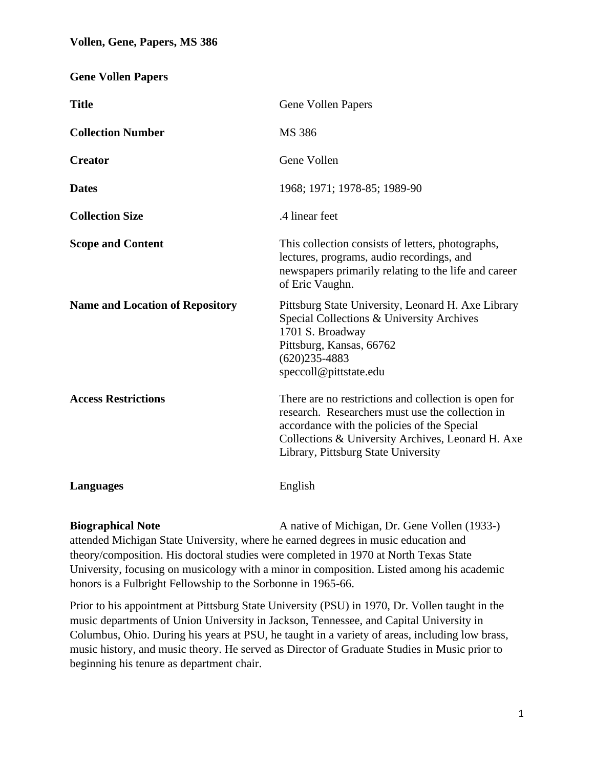**Vollen, Gene, Papers, MS 386**

**Gene Vollen Papers**

| | |
|---|---|
| **Title** | Gene Vollen Papers |
| **Collection Number** | MS 386 |
| **Creator** | Gene Vollen |
| **Dates** | 1968; 1971; 1978-85; 1989-90 |
| **Collection Size** | .4 linear feet |
| **Scope and Content** | This collection consists of letters, photographs, lectures, programs, audio recordings, and newspapers primarily relating to the life and career of Eric Vaughn. |
| **Name and Location of Repository** | Pittsburg State University, Leonard H. Axe Library Special Collections & University Archives<br>1701 S. Broadway<br>Pittsburg, Kansas, 66762<br>(620)235-4883<br>speccoll@pittstate.edu |
| **Access Restrictions** | There are no restrictions and collection is open for research. Researchers must use the collection in accordance with the policies of the Special Collections & University Archives, Leonard H. Axe Library, Pittsburg State University |
| **Languages** | English |

**Biographical Note** A native of Michigan, Dr. Gene Vollen (1933-) attended Michigan State University, where he earned degrees in music education and theory/composition. His doctoral studies were completed in 1970 at North Texas State University, focusing on musicology with a minor in composition. Listed among his academic honors is a Fulbright Fellowship to the Sorbonne in 1965-66.

Prior to his appointment at Pittsburg State University (PSU) in 1970, Dr. Vollen taught in the music departments of Union University in Jackson, Tennessee, and Capital University in Columbus, Ohio. During his years at PSU, he taught in a variety of areas, including low brass, music history, and music theory. He served as Director of Graduate Studies in Music prior to beginning his tenure as department chair.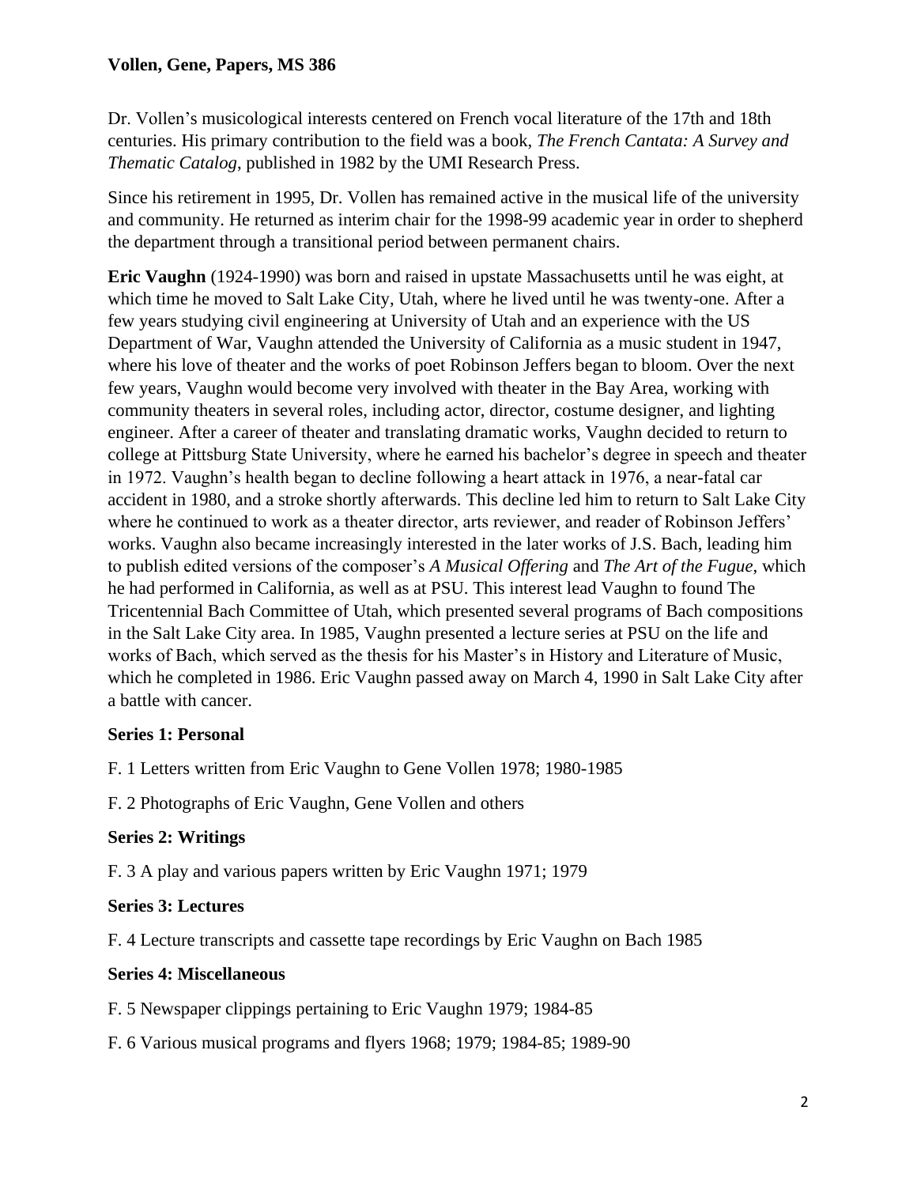Dr. Vollen's musicological interests centered on French vocal literature of the 17th and 18th centuries. His primary contribution to the field was a book, *The French Cantata: A Survey and Thematic Catalog*, published in 1982 by the UMI Research Press.

Since his retirement in 1995, Dr. Vollen has remained active in the musical life of the university and community. He returned as interim chair for the 1998-99 academic year in order to shepherd the department through a transitional period between permanent chairs.

**Eric Vaughn** (1924-1990) was born and raised in upstate Massachusetts until he was eight, at which time he moved to Salt Lake City, Utah, where he lived until he was twenty-one. After a few years studying civil engineering at University of Utah and an experience with the US Department of War, Vaughn attended the University of California as a music student in 1947, where his love of theater and the works of poet Robinson Jeffers began to bloom. Over the next few years, Vaughn would become very involved with theater in the Bay Area, working with community theaters in several roles, including actor, director, costume designer, and lighting engineer. After a career of theater and translating dramatic works, Vaughn decided to return to college at Pittsburg State University, where he earned his bachelor's degree in speech and theater in 1972. Vaughn's health began to decline following a heart attack in 1976, a near-fatal car accident in 1980, and a stroke shortly afterwards. This decline led him to return to Salt Lake City where he continued to work as a theater director, arts reviewer, and reader of Robinson Jeffers' works. Vaughn also became increasingly interested in the later works of J.S. Bach, leading him to publish edited versions of the composer's *A Musical Offering* and *The Art of the Fugue*, which he had performed in California, as well as at PSU. This interest lead Vaughn to found The Tricentennial Bach Committee of Utah, which presented several programs of Bach compositions in the Salt Lake City area. In 1985, Vaughn presented a lecture series at PSU on the life and works of Bach, which served as the thesis for his Master's in History and Literature of Music, which he completed in 1986. Eric Vaughn passed away on March 4, 1990 in Salt Lake City after a battle with cancer.

**Series 1: Personal**

F. 1 Letters written from Eric Vaughn to Gene Vollen 1978; 1980-1985

F. 2 Photographs of Eric Vaughn, Gene Vollen and others

**Series 2: Writings**

F. 3 A play and various papers written by Eric Vaughn 1971; 1979

**Series 3: Lectures**

F. 4 Lecture transcripts and cassette tape recordings by Eric Vaughn on Bach 1985

**Series 4: Miscellaneous**

F. 5 Newspaper clippings pertaining to Eric Vaughn 1979; 1984-85

F. 6 Various musical programs and flyers 1968; 1979; 1984-85; 1989-90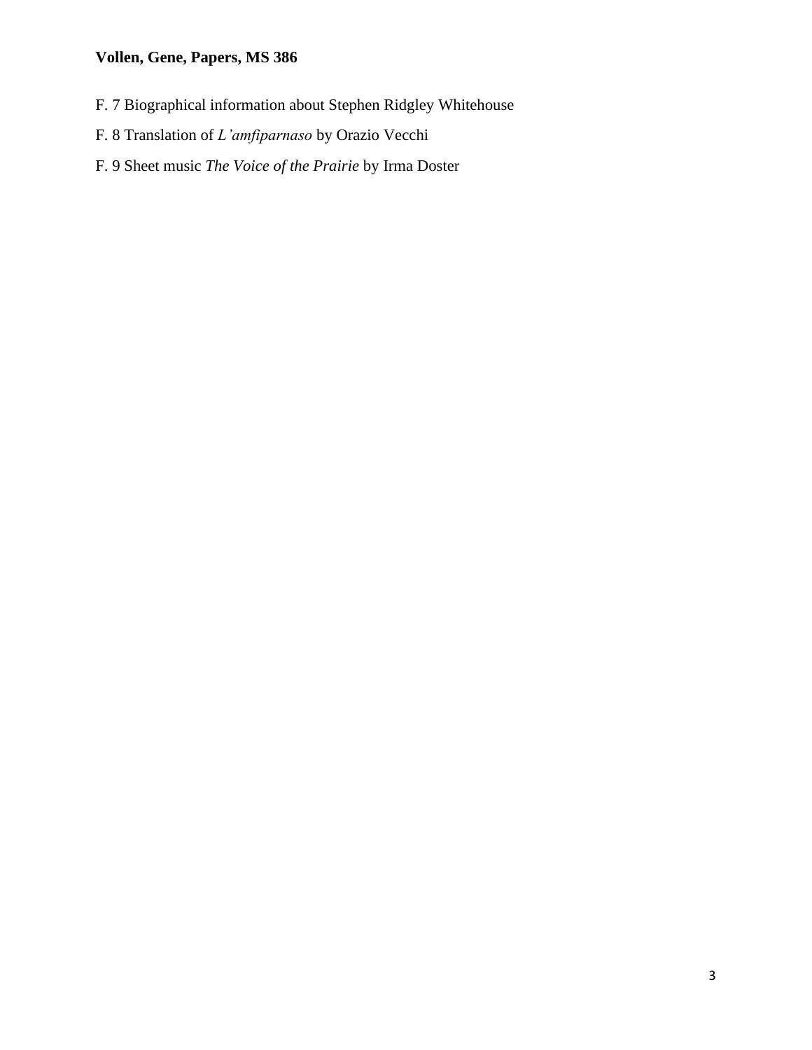F. 7 Biographical information about Stephen Ridgley Whitehouse

F. 8 Translation of *L'amfiparnaso* by Orazio Vecchi

F. 9 Sheet music *The Voice of the Prairie* by Irma Doster